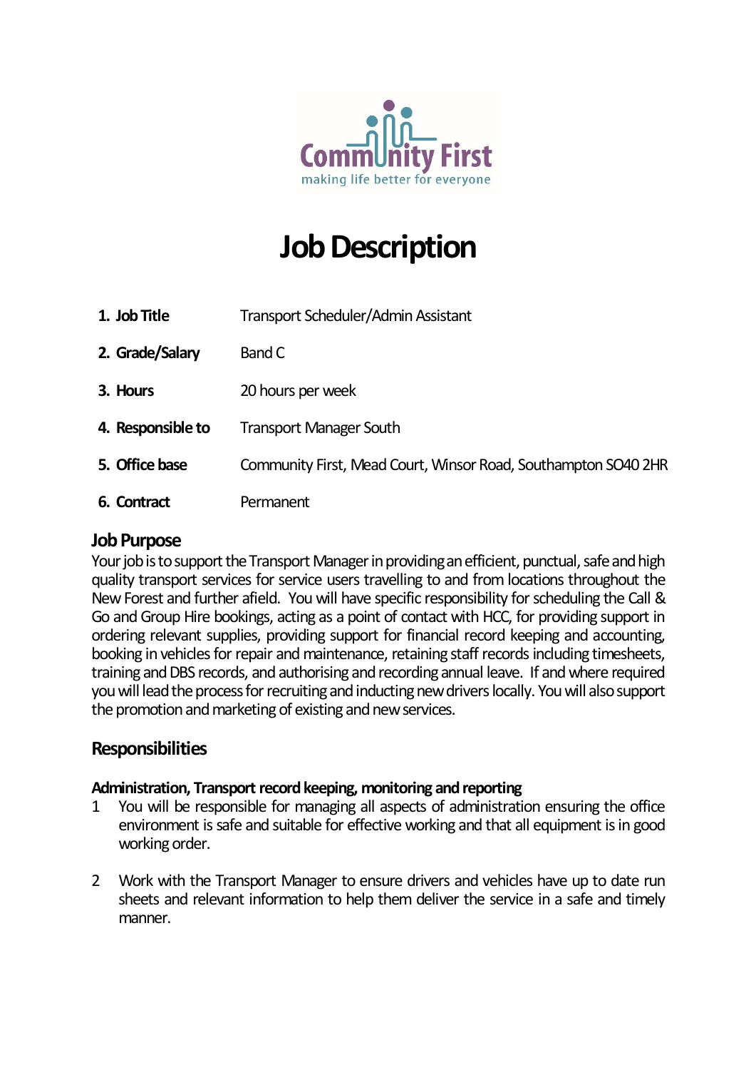Community First
making life better for everyone

# Job Description

| | |
|---|---|
| **1. Job Title** | Transport Scheduler/Admin Assistant |
| **2. Grade/Salary** | Band C |
| **3. Hours** | 20 hours per week |
| **4. Responsible to** | Transport Manager South |
| **5. Office base** | Community First, Mead Court, Winsor Road, Southampton SO40 2HR |
| **6. Contract** | Permanent |

## Job Purpose

Your job is to support the Transport Manager in providing an efficient, punctual, safe and high quality transport services for service users travelling to and from locations throughout the New Forest and further afield. You will have specific responsibility for scheduling the Call & Go and Group Hire bookings, acting as a point of contact with HCC, for providing support in ordering relevant supplies, providing support for financial record keeping and accounting, booking in vehicles for repair and maintenance, retaining staff records including timesheets, training and DBS records, and authorising and recording annual leave. If and where required you will lead the process for recruiting and inducting new drivers locally. You will also support the promotion and marketing of existing and new services.

## Responsibilities

### Administration, Transport record keeping, monitoring and reporting

1 You will be responsible for managing all aspects of administration ensuring the office environment is safe and suitable for effective working and that all equipment is in good working order.

2 Work with the Transport Manager to ensure drivers and vehicles have up to date run sheets and relevant information to help them deliver the service in a safe and timely manner.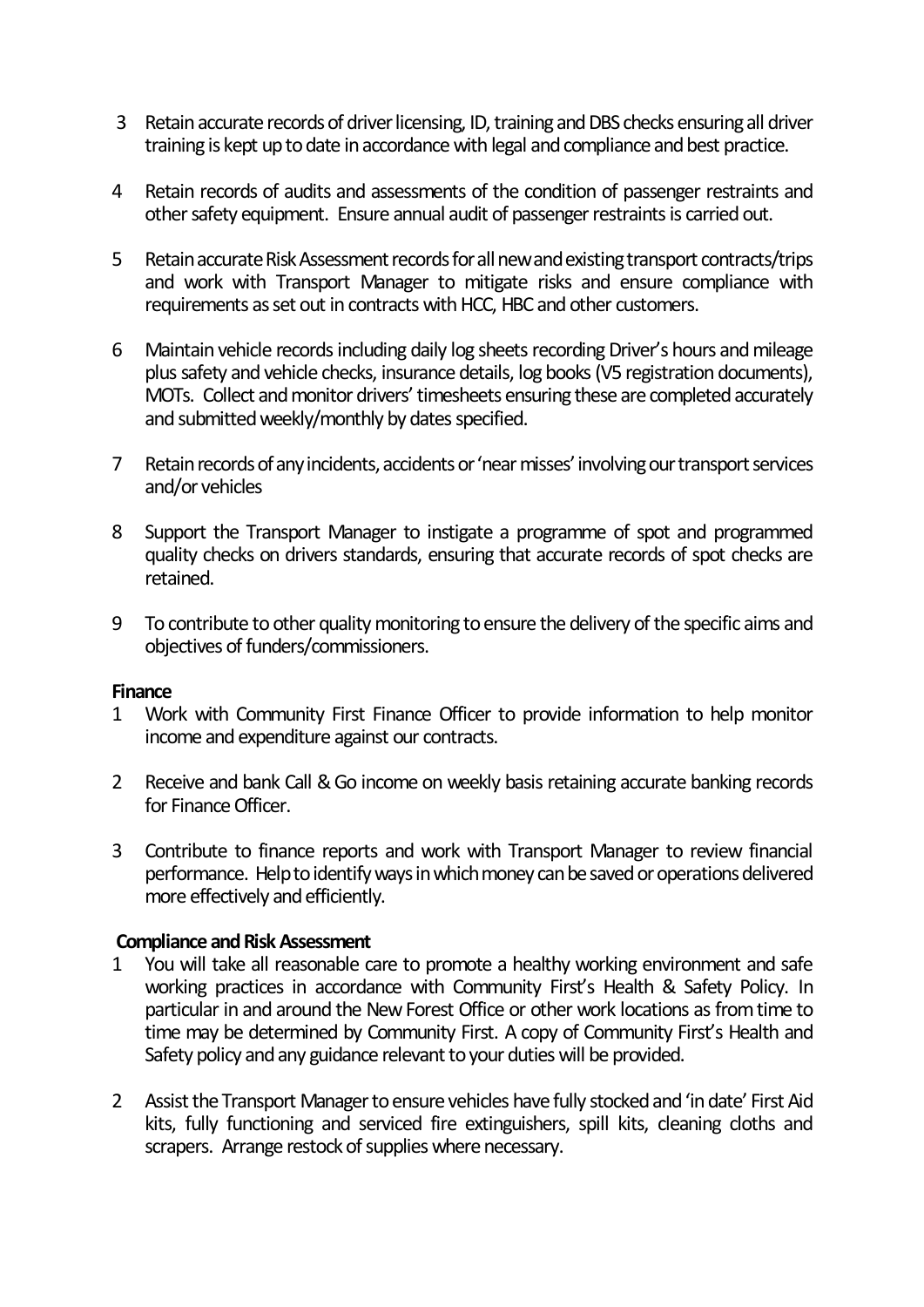3 Retain accurate records of driver licensing, ID, training and DBS checks ensuring all driver training is kept up to date in accordance with legal and compliance and best practice.

4 Retain records of audits and assessments of the condition of passenger restraints and other safety equipment. Ensure annual audit of passenger restraints is carried out.

5 Retain accurate Risk Assessment records for all new and existing transport contracts/trips and work with Transport Manager to mitigate risks and ensure compliance with requirements as set out in contracts with HCC, HBC and other customers.

6 Maintain vehicle records including daily log sheets recording Driver's hours and mileage plus safety and vehicle checks, insurance details, log books (V5 registration documents), MOTs. Collect and monitor drivers' timesheets ensuring these are completed accurately and submitted weekly/monthly by dates specified.

7 Retain records of any incidents, accidents or 'near misses' involving our transport services and/or vehicles

8 Support the Transport Manager to instigate a programme of spot and programmed quality checks on drivers standards, ensuring that accurate records of spot checks are retained.

9 To contribute to other quality monitoring to ensure the delivery of the specific aims and objectives of funders/commissioners.

**Finance**

1 Work with Community First Finance Officer to provide information to help monitor income and expenditure against our contracts.

2 Receive and bank Call & Go income on weekly basis retaining accurate banking records for Finance Officer.

3 Contribute to finance reports and work with Transport Manager to review financial performance. Help to identify ways in which money can be saved or operations delivered more effectively and efficiently.

**Compliance and Risk Assessment**

1 You will take all reasonable care to promote a healthy working environment and safe working practices in accordance with Community First's Health & Safety Policy. In particular in and around the New Forest Office or other work locations as from time to time may be determined by Community First. A copy of Community First's Health and Safety policy and any guidance relevant to your duties will be provided.

2 Assist the Transport Manager to ensure vehicles have fully stocked and 'in date' First Aid kits, fully functioning and serviced fire extinguishers, spill kits, cleaning cloths and scrapers. Arrange restock of supplies where necessary.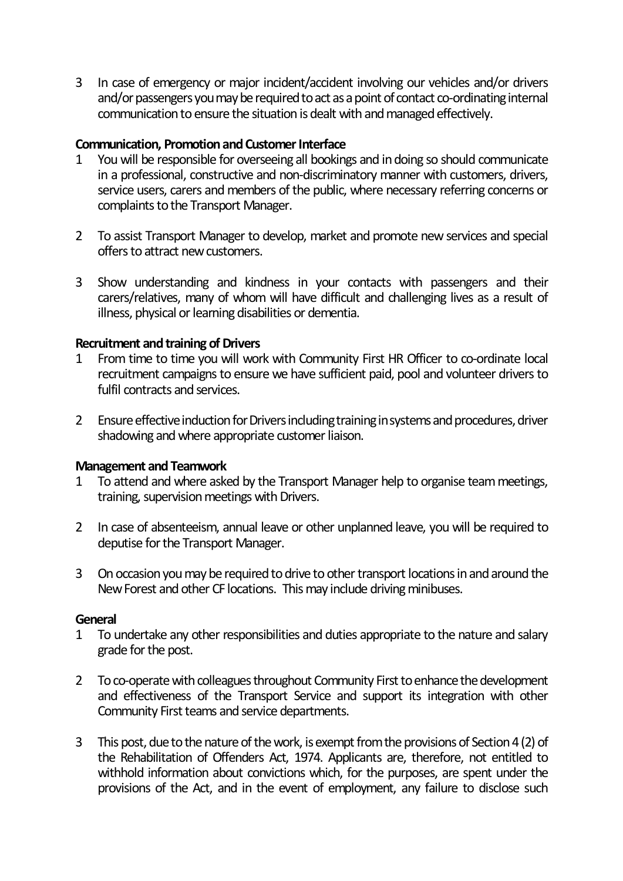3 In case of emergency or major incident/accident involving our vehicles and/or drivers and/or passengers you may be required to act as a point of contact co-ordinating internal communication to ensure the situation is dealt with and managed effectively.

**Communication, Promotion and Customer Interface**

1 You will be responsible for overseeing all bookings and in doing so should communicate in a professional, constructive and non-discriminatory manner with customers, drivers, service users, carers and members of the public, where necessary referring concerns or complaints to the Transport Manager.

2 To assist Transport Manager to develop, market and promote new services and special offers to attract new customers.

3 Show understanding and kindness in your contacts with passengers and their carers/relatives, many of whom will have difficult and challenging lives as a result of illness, physical or learning disabilities or dementia.

**Recruitment and training of Drivers**

1 From time to time you will work with Community First HR Officer to co-ordinate local recruitment campaigns to ensure we have sufficient paid, pool and volunteer drivers to fulfil contracts and services.

2 Ensure effective induction for Drivers including training in systems and procedures, driver shadowing and where appropriate customer liaison.

**Management and Teamwork**

1 To attend and where asked by the Transport Manager help to organise team meetings, training, supervision meetings with Drivers.

2 In case of absenteeism, annual leave or other unplanned leave, you will be required to deputise for the Transport Manager.

3 On occasion you may be required to drive to other transport locations in and around the New Forest and other CF locations. This may include driving minibuses.

**General**

1 To undertake any other responsibilities and duties appropriate to the nature and salary grade for the post.

2 To co-operate with colleagues throughout Community First to enhance the development and effectiveness of the Transport Service and support its integration with other Community First teams and service departments.

3 This post, due to the nature of the work, is exempt from the provisions of Section 4 (2) of the Rehabilitation of Offenders Act, 1974. Applicants are, therefore, not entitled to withhold information about convictions which, for the purposes, are spent under the provisions of the Act, and in the event of employment, any failure to disclose such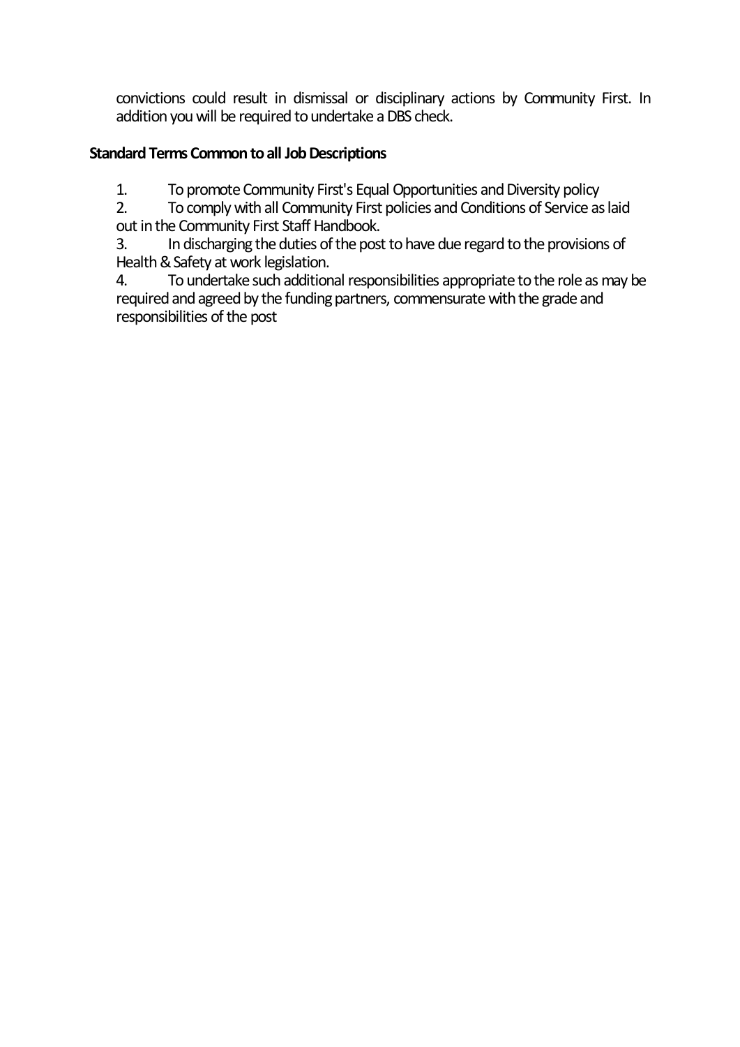convictions could result in dismissal or disciplinary actions by Community First. In addition you will be required to undertake a DBS check.

**Standard Terms Common to all Job Descriptions**

1. To promote Community First's Equal Opportunities and Diversity policy
2. To comply with all Community First policies and Conditions of Service as laid out in the Community First Staff Handbook.
3. In discharging the duties of the post to have due regard to the provisions of Health & Safety at work legislation.
4. To undertake such additional responsibilities appropriate to the role as may be required and agreed by the funding partners, commensurate with the grade and responsibilities of the post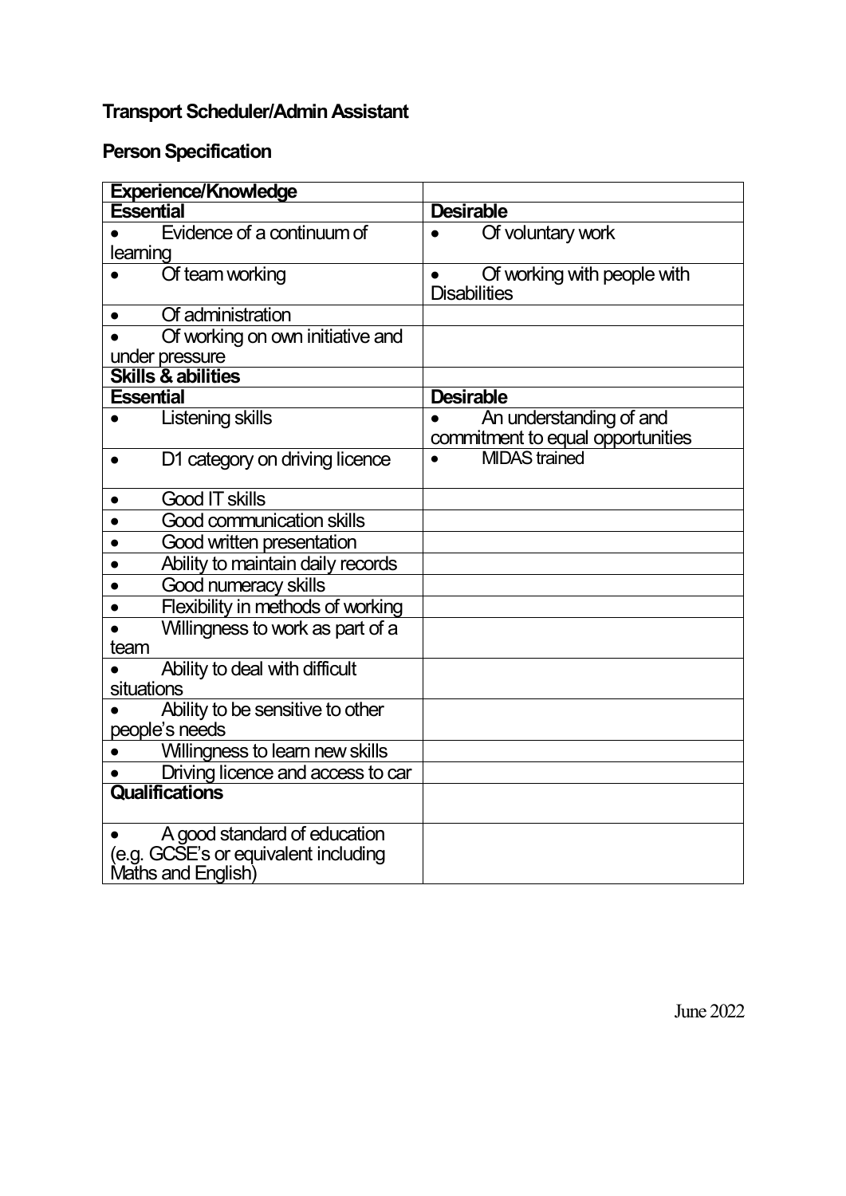**Transport Scheduler/Admin Assistant**

**Person Specification**

| **Experience/Knowledge** | |
|---|---|
| **Essential** | **Desirable** |
| • Evidence of a continuum of learning | • Of voluntary work |
| • Of team working | • Of working with people with Disabilities |
| • Of administration | |
| • Of working on own initiative and under pressure | |
| **Skills & abilities** | |
| **Essential** | **Desirable** |
| • Listening skills | • An understanding of and commitment to equal opportunities |
| • D1 category on driving licence | • MIDAS trained |
| • Good IT skills | |
| • Good communication skills | |
| • Good written presentation | |
| • Ability to maintain daily records | |
| • Good numeracy skills | |
| • Flexibility in methods of working | |
| • Willingness to work as part of a team | |
| • Ability to deal with difficult situations | |
| • Ability to be sensitive to other people's needs | |
| • Willingness to learn new skills | |
| • Driving licence and access to car | |
| **Qualifications** | |
| • A good standard of education (e.g. GCSE's or equivalent including Maths and English) | |

June 2022